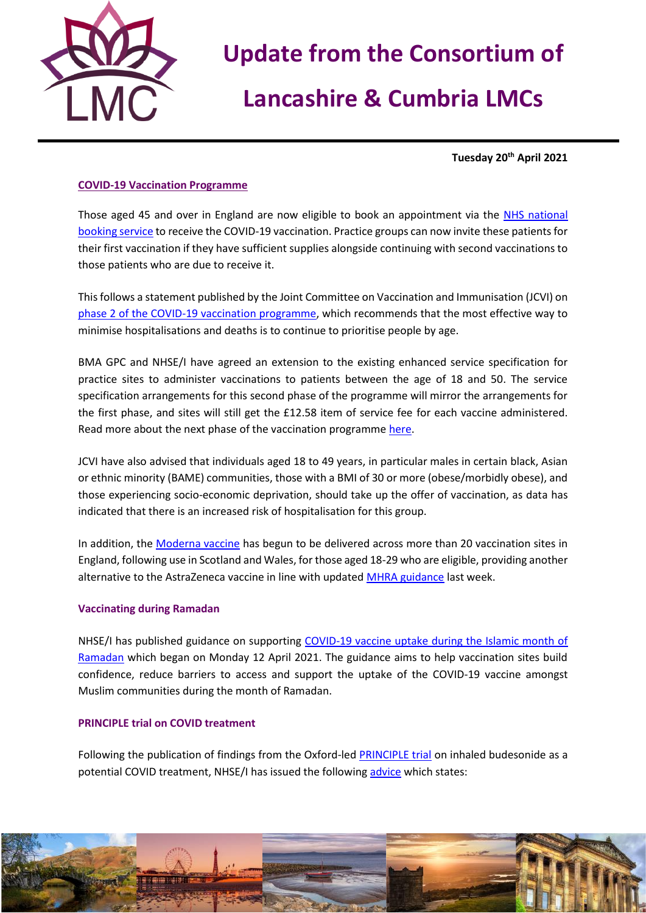# Update from the Consortium of Lancashire & Cumbria LMCs

**Tuesday 20th April 2021**

## COVID-19 Vaccination Programme

Those aged 45 and over in England are now eligible to book an appointment via the NHS national booking service to receive the COVID-19 vaccination. Practice groups can now invite these patients for their first vaccination if they have sufficient supplies alongside continuing with second vaccinations to those patients who are due to receive it.

This follows a statement published by the Joint Committee on Vaccination and Immunisation (JCVI) on phase 2 of the COVID-19 vaccination programme, which recommends that the most effective way to minimise hospitalisations and deaths is to continue to prioritise people by age.

BMA GPC and NHSE/I have agreed an extension to the existing enhanced service specification for practice sites to administer vaccinations to patients between the age of 18 and 50. The service specification arrangements for this second phase of the programme will mirror the arrangements for the first phase, and sites will still get the £12.58 item of service fee for each vaccine administered. Read more about the next phase of the vaccination programme here.

JCVI have also advised that individuals aged 18 to 49 years, in particular males in certain black, Asian or ethnic minority (BAME) communities, those with a BMI of 30 or more (obese/morbidly obese), and those experiencing socio-economic deprivation, should take up the offer of vaccination, as data has indicated that there is an increased risk of hospitalisation for this group.

In addition, the Moderna vaccine has begun to be delivered across more than 20 vaccination sites in England, following use in Scotland and Wales, for those aged 18-29 who are eligible, providing another alternative to the AstraZeneca vaccine in line with updated MHRA guidance last week.

### Vaccinating during Ramadan

NHSE/I has published guidance on supporting COVID-19 vaccine uptake during the Islamic month of Ramadan which began on Monday 12 April 2021. The guidance aims to help vaccination sites build confidence, reduce barriers to access and support the uptake of the COVID-19 vaccine amongst Muslim communities during the month of Ramadan.

### PRINCIPLE trial on COVID treatment

Following the publication of findings from the Oxford-led PRINCIPLE trial on inhaled budesonide as a potential COVID treatment, NHSE/I has issued the following advice which states: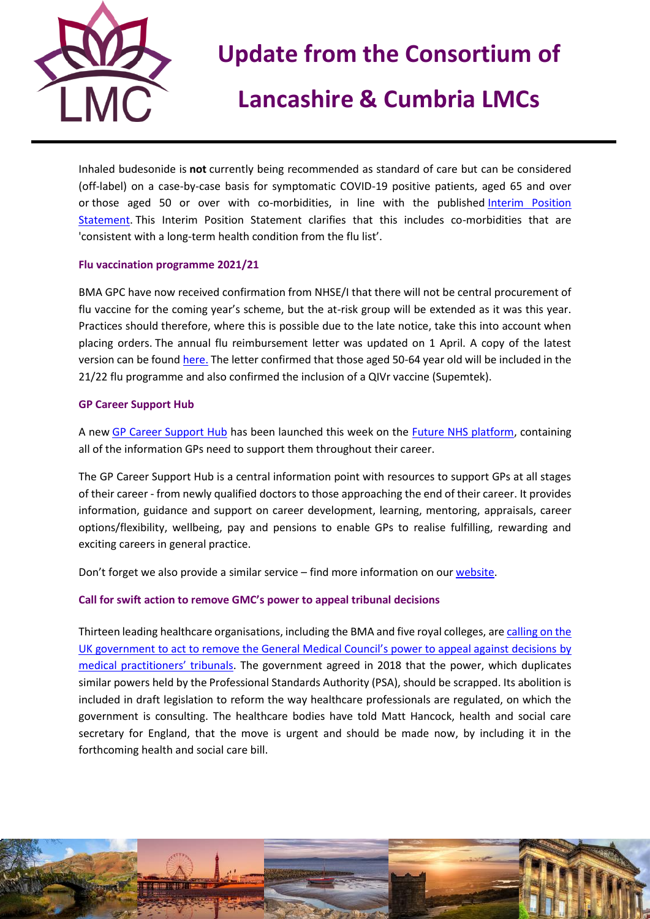Inhaled budesonide is **not** currently being recommended as standard of care but can be considered (off-label) on a case-by-case basis for symptomatic COVID-19 positive patients, aged 65 and over or those aged 50 or over with co-morbidities, in line with the published Interim Position Statement. This Interim Position Statement clarifies that this includes co-morbidities that are 'consistent with a long-term health condition from the flu list'.

### Flu vaccination programme 2021/21

BMA GPC have now received confirmation from NHSE/I that there will not be central procurement of flu vaccine for the coming year's scheme, but the at-risk group will be extended as it was this year. Practices should therefore, where this is possible due to the late notice, take this into account when placing orders. The annual flu reimbursement letter was updated on 1 April. A copy of the latest version can be found here. The letter confirmed that those aged 50-64 year old will be included in the 21/22 flu programme and also confirmed the inclusion of a QIVr vaccine (Supemtek).

### GP Career Support Hub

A new GP Career Support Hub has been launched this week on the Future NHS platform, containing all of the information GPs need to support them throughout their career.

The GP Career Support Hub is a central information point with resources to support GPs at all stages of their career - from newly qualified doctors to those approaching the end of their career. It provides information, guidance and support on career development, learning, mentoring, appraisals, career options/flexibility, wellbeing, pay and pensions to enable GPs to realise fulfilling, rewarding and exciting careers in general practice.

Don't forget we also provide a similar service – find more information on our website.

### Call for swift action to remove GMC's power to appeal tribunal decisions

Thirteen leading healthcare organisations, including the BMA and five royal colleges, are calling on the UK government to act to remove the General Medical Council's power to appeal against decisions by medical practitioners' tribunals. The government agreed in 2018 that the power, which duplicates similar powers held by the Professional Standards Authority (PSA), should be scrapped. Its abolition is included in draft legislation to reform the way healthcare professionals are regulated, on which the government is consulting. The healthcare bodies have told Matt Hancock, health and social care secretary for England, that the move is urgent and should be made now, by including it in the forthcoming health and social care bill.